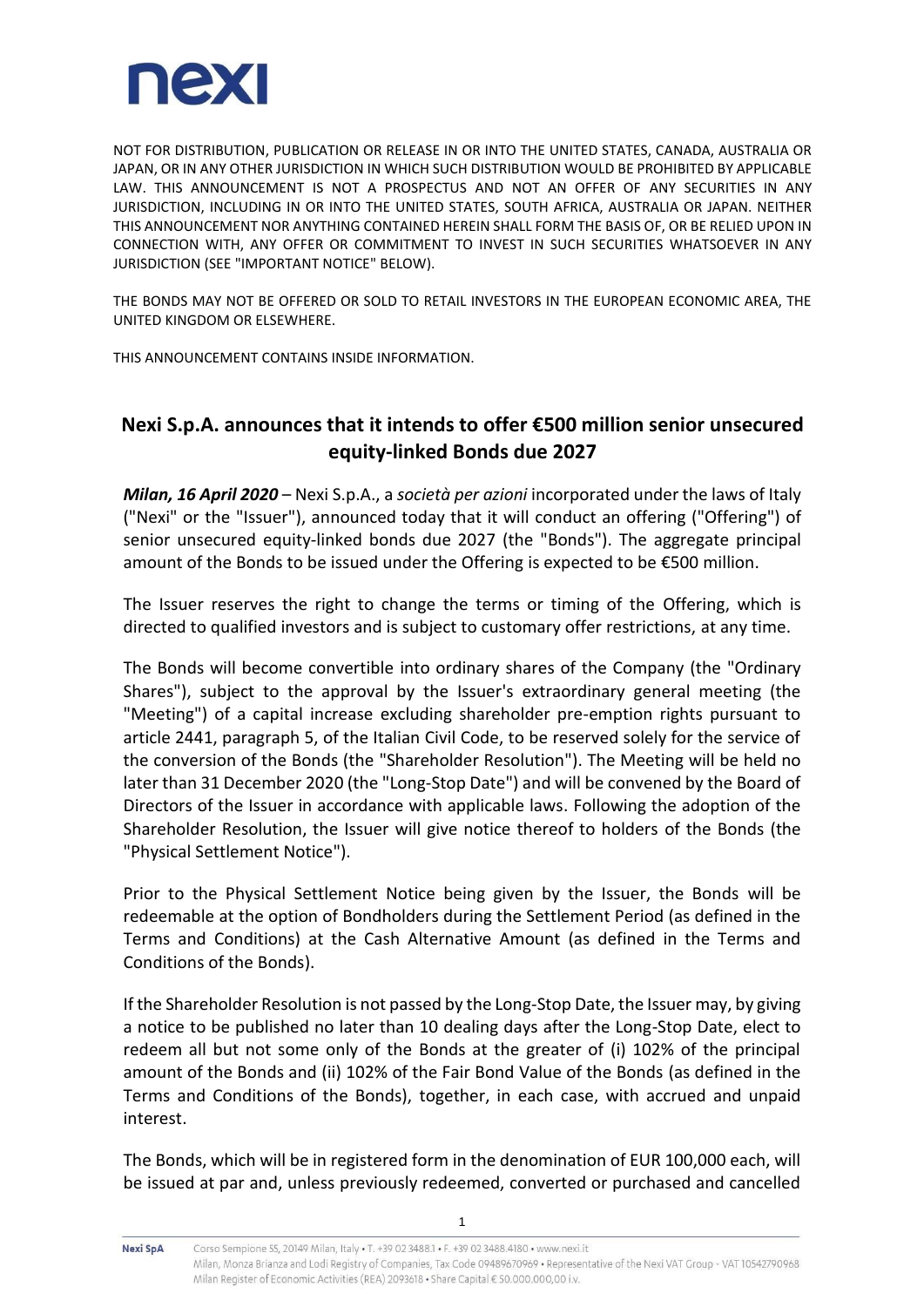NOT FOR DISTRIBUTION, PUBLICATION OR RELEASE IN OR INTO THE UNITED STATES, CANADA, AUSTRALIA OR JAPAN, OR IN ANY OTHER JURISDICTION IN WHICH SUCH DISTRIBUTION WOULD BE PROHIBITED BY APPLICABLE LAW. THIS ANNOUNCEMENT IS NOT A PROSPECTUS AND NOT AN OFFER OF ANY SECURITIES IN ANY JURISDICTION, INCLUDING IN OR INTO THE UNITED STATES, SOUTH AFRICA, AUSTRALIA OR JAPAN. NEITHER THIS ANNOUNCEMENT NOR ANYTHING CONTAINED HEREIN SHALL FORM THE BASIS OF, OR BE RELIED UPON IN CONNECTION WITH, ANY OFFER OR COMMITMENT TO INVEST IN SUCH SECURITIES WHATSOEVER IN ANY JURISDICTION (SEE "IMPORTANT NOTICE" BELOW).

THE BONDS MAY NOT BE OFFERED OR SOLD TO RETAIL INVESTORS IN THE EUROPEAN ECONOMIC AREA, THE UNITED KINGDOM OR ELSEWHERE.

THIS ANNOUNCEMENT CONTAINS INSIDE INFORMATION.

# Nexi S.p.A. announces that it intends to offer €500 million senior unsecured equity-linked Bonds due 2027

***Milan, 16 April 2020*** – Nexi S.p.A., a *società per azioni* incorporated under the laws of Italy ("Nexi" or the "Issuer"), announced today that it will conduct an offering ("Offering") of senior unsecured equity-linked bonds due 2027 (the "Bonds"). The aggregate principal amount of the Bonds to be issued under the Offering is expected to be €500 million.

The Issuer reserves the right to change the terms or timing of the Offering, which is directed to qualified investors and is subject to customary offer restrictions, at any time.

The Bonds will become convertible into ordinary shares of the Company (the "Ordinary Shares"), subject to the approval by the Issuer's extraordinary general meeting (the "Meeting") of a capital increase excluding shareholder pre-emption rights pursuant to article 2441, paragraph 5, of the Italian Civil Code, to be reserved solely for the service of the conversion of the Bonds (the "Shareholder Resolution"). The Meeting will be held no later than 31 December 2020 (the "Long-Stop Date") and will be convened by the Board of Directors of the Issuer in accordance with applicable laws. Following the adoption of the Shareholder Resolution, the Issuer will give notice thereof to holders of the Bonds (the "Physical Settlement Notice").

Prior to the Physical Settlement Notice being given by the Issuer, the Bonds will be redeemable at the option of Bondholders during the Settlement Period (as defined in the Terms and Conditions) at the Cash Alternative Amount (as defined in the Terms and Conditions of the Bonds).

If the Shareholder Resolution is not passed by the Long-Stop Date, the Issuer may, by giving a notice to be published no later than 10 dealing days after the Long-Stop Date, elect to redeem all but not some only of the Bonds at the greater of (i) 102% of the principal amount of the Bonds and (ii) 102% of the Fair Bond Value of the Bonds (as defined in the Terms and Conditions of the Bonds), together, in each case, with accrued and unpaid interest.

The Bonds, which will be in registered form in the denomination of EUR 100,000 each, will be issued at par and, unless previously redeemed, converted or purchased and cancelled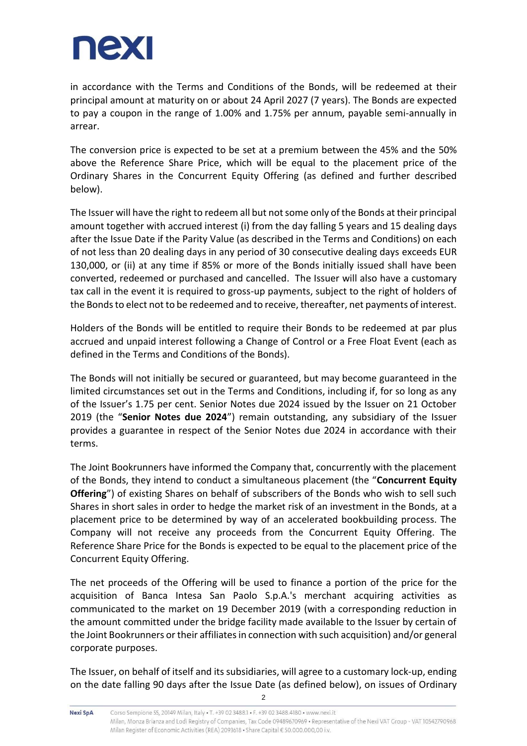in accordance with the Terms and Conditions of the Bonds, will be redeemed at their principal amount at maturity on or about 24 April 2027 (7 years). The Bonds are expected to pay a coupon in the range of 1.00% and 1.75% per annum, payable semi-annually in arrear.

The conversion price is expected to be set at a premium between the 45% and the 50% above the Reference Share Price, which will be equal to the placement price of the Ordinary Shares in the Concurrent Equity Offering (as defined and further described below).

The Issuer will have the right to redeem all but not some only of the Bonds at their principal amount together with accrued interest (i) from the day falling 5 years and 15 dealing days after the Issue Date if the Parity Value (as described in the Terms and Conditions) on each of not less than 20 dealing days in any period of 30 consecutive dealing days exceeds EUR 130,000, or (ii) at any time if 85% or more of the Bonds initially issued shall have been converted, redeemed or purchased and cancelled. The Issuer will also have a customary tax call in the event it is required to gross-up payments, subject to the right of holders of the Bonds to elect not to be redeemed and to receive, thereafter, net payments of interest.

Holders of the Bonds will be entitled to require their Bonds to be redeemed at par plus accrued and unpaid interest following a Change of Control or a Free Float Event (each as defined in the Terms and Conditions of the Bonds).

The Bonds will not initially be secured or guaranteed, but may become guaranteed in the limited circumstances set out in the Terms and Conditions, including if, for so long as any of the Issuer's 1.75 per cent. Senior Notes due 2024 issued by the Issuer on 21 October 2019 (the "**Senior Notes due 2024**") remain outstanding, any subsidiary of the Issuer provides a guarantee in respect of the Senior Notes due 2024 in accordance with their terms.

The Joint Bookrunners have informed the Company that, concurrently with the placement of the Bonds, they intend to conduct a simultaneous placement (the "**Concurrent Equity Offering**") of existing Shares on behalf of subscribers of the Bonds who wish to sell such Shares in short sales in order to hedge the market risk of an investment in the Bonds, at a placement price to be determined by way of an accelerated bookbuilding process. The Company will not receive any proceeds from the Concurrent Equity Offering. The Reference Share Price for the Bonds is expected to be equal to the placement price of the Concurrent Equity Offering.

The net proceeds of the Offering will be used to finance a portion of the price for the acquisition of Banca Intesa San Paolo S.p.A.'s merchant acquiring activities as communicated to the market on 19 December 2019 (with a corresponding reduction in the amount committed under the bridge facility made available to the Issuer by certain of the Joint Bookrunners or their affiliates in connection with such acquisition) and/or general corporate purposes.

The Issuer, on behalf of itself and its subsidiaries, will agree to a customary lock-up, ending on the date falling 90 days after the Issue Date (as defined below), on issues of Ordinary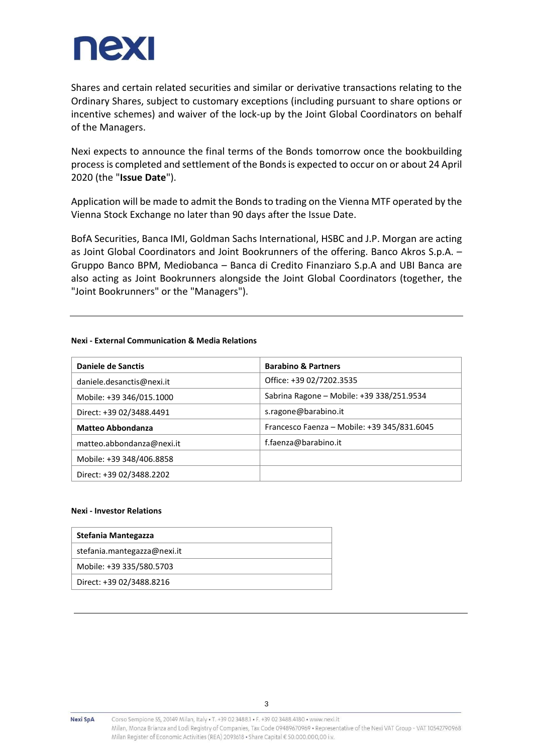Shares and certain related securities and similar or derivative transactions relating to the Ordinary Shares, subject to customary exceptions (including pursuant to share options or incentive schemes) and waiver of the lock-up by the Joint Global Coordinators on behalf of the Managers.

Nexi expects to announce the final terms of the Bonds tomorrow once the bookbuilding process is completed and settlement of the Bonds is expected to occur on or about 24 April 2020 (the "**Issue Date**").

Application will be made to admit the Bonds to trading on the Vienna MTF operated by the Vienna Stock Exchange no later than 90 days after the Issue Date.

BofA Securities, Banca IMI, Goldman Sachs International, HSBC and J.P. Morgan are acting as Joint Global Coordinators and Joint Bookrunners of the offering. Banco Akros S.p.A. – Gruppo Banco BPM, Mediobanca – Banca di Credito Finanziaro S.p.A and UBI Banca are also acting as Joint Bookrunners alongside the Joint Global Coordinators (together, the "Joint Bookrunners" or the "Managers").

---

**Nexi - External Communication & Media Relations**

| **Daniele de Sanctis** | **Barabino & Partners** |
|---|---|
| daniele.desanctis@nexi.it | Office: +39 02/7202.3535 |
| Mobile: +39 346/015.1000 | Sabrina Ragone – Mobile: +39 338/251.9534 |
| Direct: +39 02/3488.4491 | s.ragone@barabino.it |
| **Matteo Abbondanza** | Francesco Faenza – Mobile: +39 345/831.6045 |
| matteo.abbondanza@nexi.it | f.faenza@barabino.it |
| Mobile: +39 348/406.8858 | |
| Direct: +39 02/3488.2202 | |

**Nexi - Investor Relations**

| **Stefania Mantegazza** |
|---|
| stefania.mantegazza@nexi.it |
| Mobile: +39 335/580.5703 |
| Direct: +39 02/3488.8216 |

---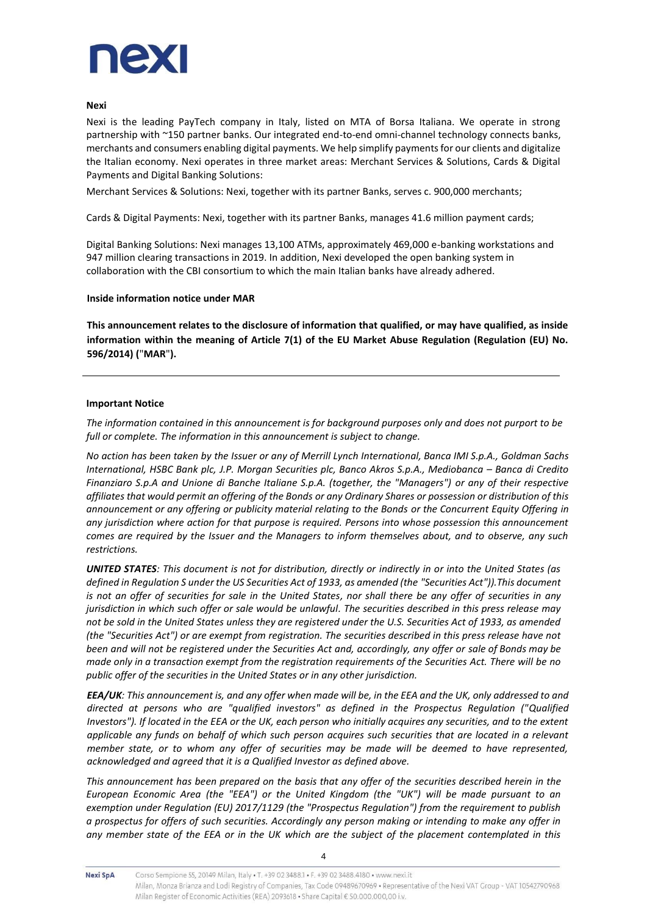**Nexi**

Nexi is the leading PayTech company in Italy, listed on MTA of Borsa Italiana. We operate in strong partnership with ~150 partner banks. Our integrated end-to-end omni-channel technology connects banks, merchants and consumers enabling digital payments. We help simplify payments for our clients and digitalize the Italian economy. Nexi operates in three market areas: Merchant Services & Solutions, Cards & Digital Payments and Digital Banking Solutions:

Merchant Services & Solutions: Nexi, together with its partner Banks, serves c. 900,000 merchants;

Cards & Digital Payments: Nexi, together with its partner Banks, manages 41.6 million payment cards;

Digital Banking Solutions: Nexi manages 13,100 ATMs, approximately 469,000 e-banking workstations and 947 million clearing transactions in 2019. In addition, Nexi developed the open banking system in collaboration with the CBI consortium to which the main Italian banks have already adhered.

**Inside information notice under MAR**

**This announcement relates to the disclosure of information that qualified, or may have qualified, as inside information within the meaning of Article 7(1) of the EU Market Abuse Regulation (Regulation (EU) No. 596/2014) ("MAR").**

---

**Important Notice**

*The information contained in this announcement is for background purposes only and does not purport to be full or complete. The information in this announcement is subject to change.*

*No action has been taken by the Issuer or any of Merrill Lynch International, Banca IMI S.p.A., Goldman Sachs International, HSBC Bank plc, J.P. Morgan Securities plc, Banco Akros S.p.A., Mediobanca – Banca di Credito Finanziaro S.p.A and Unione di Banche Italiane S.p.A. (together, the "Managers") or any of their respective affiliates that would permit an offering of the Bonds or any Ordinary Shares or possession or distribution of this announcement or any offering or publicity material relating to the Bonds or the Concurrent Equity Offering in any jurisdiction where action for that purpose is required. Persons into whose possession this announcement comes are required by the Issuer and the Managers to inform themselves about, and to observe, any such restrictions.*

***UNITED STATES**: This document is not for distribution, directly or indirectly in or into the United States (as defined in Regulation S under the US Securities Act of 1933, as amended (the "Securities Act")).This document is not an offer of securities for sale in the United States, nor shall there be any offer of securities in any jurisdiction in which such offer or sale would be unlawful. The securities described in this press release may not be sold in the United States unless they are registered under the U.S. Securities Act of 1933, as amended (the "Securities Act") or are exempt from registration. The securities described in this press release have not been and will not be registered under the Securities Act and, accordingly, any offer or sale of Bonds may be made only in a transaction exempt from the registration requirements of the Securities Act. There will be no public offer of the securities in the United States or in any other jurisdiction.*

***EEA/UK**: This announcement is, and any offer when made will be, in the EEA and the UK, only addressed to and directed at persons who are "qualified investors" as defined in the Prospectus Regulation ("Qualified Investors"). If located in the EEA or the UK, each person who initially acquires any securities, and to the extent applicable any funds on behalf of which such person acquires such securities that are located in a relevant member state, or to whom any offer of securities may be made will be deemed to have represented, acknowledged and agreed that it is a Qualified Investor as defined above.*

*This announcement has been prepared on the basis that any offer of the securities described herein in the European Economic Area (the "EEA") or the United Kingdom (the "UK") will be made pursuant to an exemption under Regulation (EU) 2017/1129 (the "Prospectus Regulation") from the requirement to publish a prospectus for offers of such securities. Accordingly any person making or intending to make any offer in any member state of the EEA or in the UK which are the subject of the placement contemplated in this*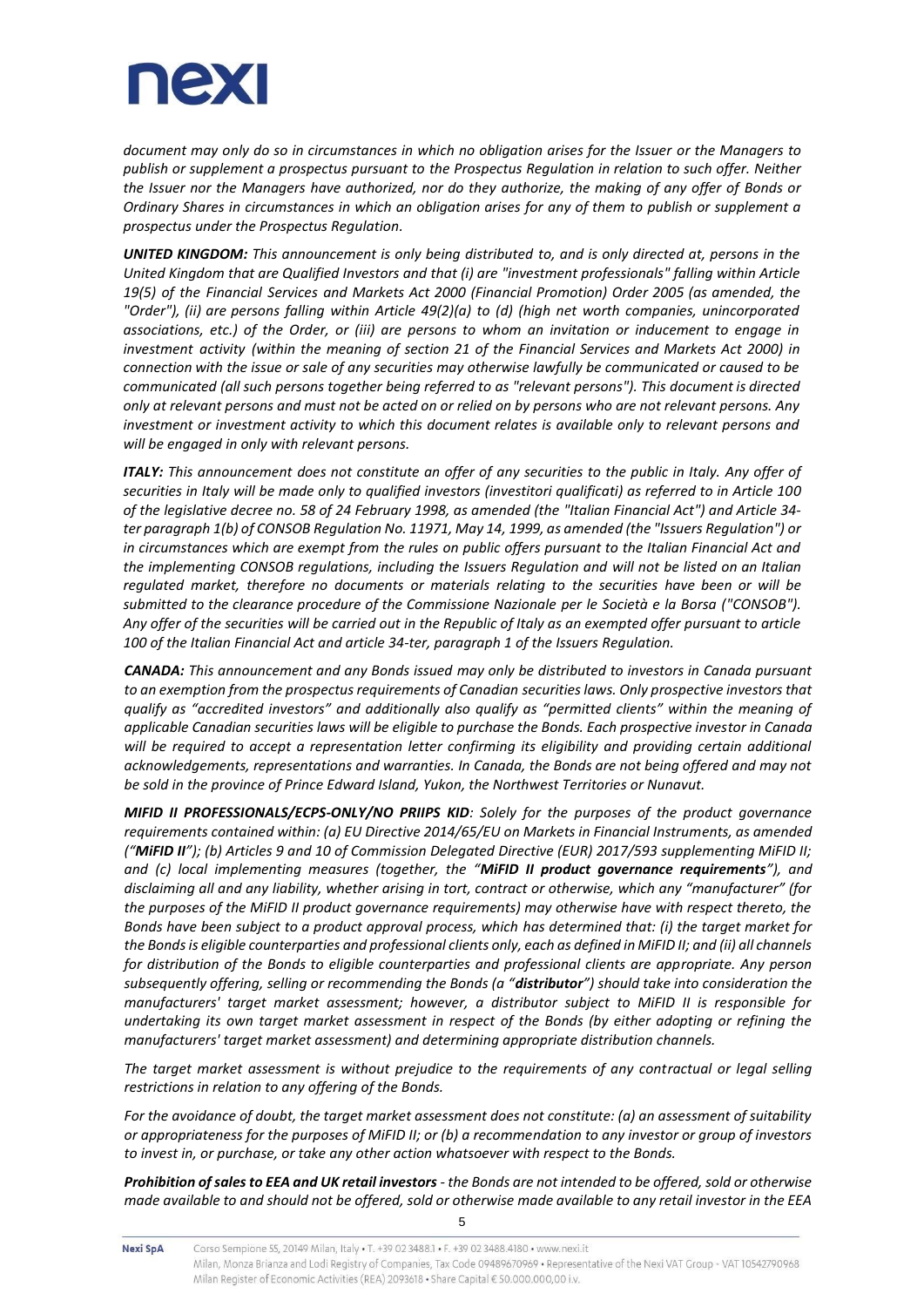*document may only do so in circumstances in which no obligation arises for the Issuer or the Managers to publish or supplement a prospectus pursuant to the Prospectus Regulation in relation to such offer. Neither the Issuer nor the Managers have authorized, nor do they authorize, the making of any offer of Bonds or Ordinary Shares in circumstances in which an obligation arises for any of them to publish or supplement a prospectus under the Prospectus Regulation.*

***UNITED KINGDOM:*** *This announcement is only being distributed to, and is only directed at, persons in the United Kingdom that are Qualified Investors and that (i) are "investment professionals" falling within Article 19(5) of the Financial Services and Markets Act 2000 (Financial Promotion) Order 2005 (as amended, the "Order"), (ii) are persons falling within Article 49(2)(a) to (d) (high net worth companies, unincorporated associations, etc.) of the Order, or (iii) are persons to whom an invitation or inducement to engage in investment activity (within the meaning of section 21 of the Financial Services and Markets Act 2000) in connection with the issue or sale of any securities may otherwise lawfully be communicated or caused to be communicated (all such persons together being referred to as "relevant persons"). This document is directed only at relevant persons and must not be acted on or relied on by persons who are not relevant persons. Any investment or investment activity to which this document relates is available only to relevant persons and will be engaged in only with relevant persons.*

***ITALY:*** *This announcement does not constitute an offer of any securities to the public in Italy. Any offer of securities in Italy will be made only to qualified investors (investitori qualificati) as referred to in Article 100 of the legislative decree no. 58 of 24 February 1998, as amended (the "Italian Financial Act") and Article 34-ter paragraph 1(b) of CONSOB Regulation No. 11971, May 14, 1999, as amended (the "Issuers Regulation") or in circumstances which are exempt from the rules on public offers pursuant to the Italian Financial Act and the implementing CONSOB regulations, including the Issuers Regulation and will not be listed on an Italian regulated market, therefore no documents or materials relating to the securities have been or will be submitted to the clearance procedure of the Commissione Nazionale per le Società e la Borsa ("CONSOB"). Any offer of the securities will be carried out in the Republic of Italy as an exempted offer pursuant to article 100 of the Italian Financial Act and article 34-ter, paragraph 1 of the Issuers Regulation.*

***CANADA:*** *This announcement and any Bonds issued may only be distributed to investors in Canada pursuant to an exemption from the prospectus requirements of Canadian securities laws. Only prospective investors that qualify as "accredited investors" and additionally also qualify as "permitted clients" within the meaning of applicable Canadian securities laws will be eligible to purchase the Bonds. Each prospective investor in Canada will be required to accept a representation letter confirming its eligibility and providing certain additional acknowledgements, representations and warranties. In Canada, the Bonds are not being offered and may not be sold in the province of Prince Edward Island, Yukon, the Northwest Territories or Nunavut.*

***MIFID II PROFESSIONALS/ECPS-ONLY/NO PRIIPS KID****: Solely for the purposes of the product governance requirements contained within: (a) EU Directive 2014/65/EU on Markets in Financial Instruments, as amended ("**MiFID II**"); (b) Articles 9 and 10 of Commission Delegated Directive (EUR) 2017/593 supplementing MiFID II; and (c) local implementing measures (together, the "**MiFID II product governance requirements**"), and disclaiming all and any liability, whether arising in tort, contract or otherwise, which any "manufacturer" (for the purposes of the MiFID II product governance requirements) may otherwise have with respect thereto, the Bonds have been subject to a product approval process, which has determined that: (i) the target market for the Bonds is eligible counterparties and professional clients only, each as defined in MiFID II; and (ii) all channels for distribution of the Bonds to eligible counterparties and professional clients are appropriate. Any person subsequently offering, selling or recommending the Bonds (a "**distributor**") should take into consideration the manufacturers' target market assessment; however, a distributor subject to MiFID II is responsible for undertaking its own target market assessment in respect of the Bonds (by either adopting or refining the manufacturers' target market assessment) and determining appropriate distribution channels.*

*The target market assessment is without prejudice to the requirements of any contractual or legal selling restrictions in relation to any offering of the Bonds.*

*For the avoidance of doubt, the target market assessment does not constitute: (a) an assessment of suitability or appropriateness for the purposes of MiFID II; or (b) a recommendation to any investor or group of investors to invest in, or purchase, or take any other action whatsoever with respect to the Bonds.*

***Prohibition of sales to EEA and UK retail investors*** *- the Bonds are not intended to be offered, sold or otherwise made available to and should not be offered, sold or otherwise made available to any retail investor in the EEA*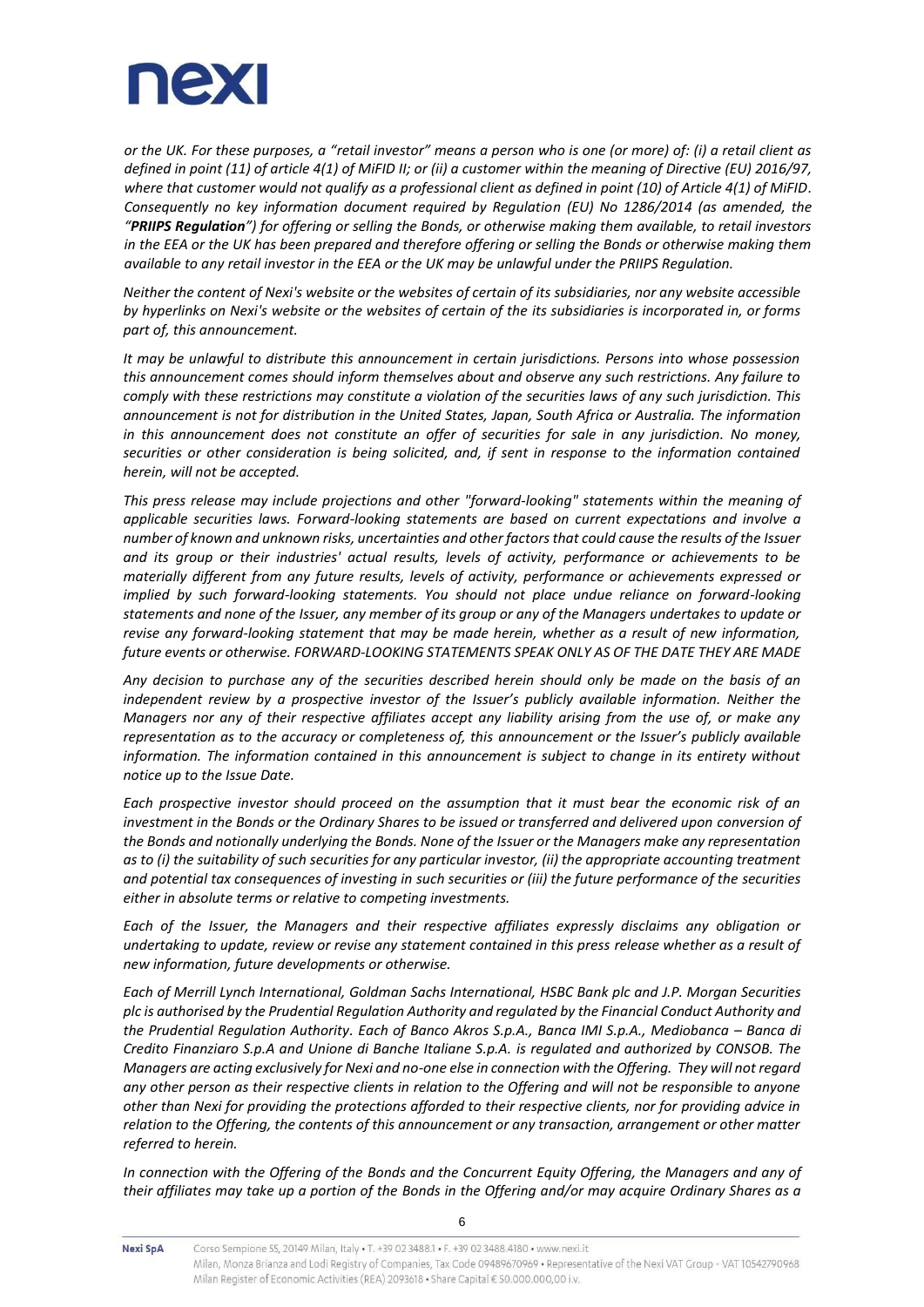*or the UK. For these purposes, a "retail investor" means a person who is one (or more) of: (i) a retail client as defined in point (11) of article 4(1) of MiFID II; or (ii) a customer within the meaning of Directive (EU) 2016/97, where that customer would not qualify as a professional client as defined in point (10) of Article 4(1) of MiFID. Consequently no key information document required by Regulation (EU) No 1286/2014 (as amended, the "**PRIIPS Regulation**") for offering or selling the Bonds, or otherwise making them available, to retail investors in the EEA or the UK has been prepared and therefore offering or selling the Bonds or otherwise making them available to any retail investor in the EEA or the UK may be unlawful under the PRIIPS Regulation.*

*Neither the content of Nexi's website or the websites of certain of its subsidiaries, nor any website accessible by hyperlinks on Nexi's website or the websites of certain of the its subsidiaries is incorporated in, or forms part of, this announcement.*

*It may be unlawful to distribute this announcement in certain jurisdictions. Persons into whose possession this announcement comes should inform themselves about and observe any such restrictions. Any failure to comply with these restrictions may constitute a violation of the securities laws of any such jurisdiction. This announcement is not for distribution in the United States, Japan, South Africa or Australia. The information in this announcement does not constitute an offer of securities for sale in any jurisdiction. No money, securities or other consideration is being solicited, and, if sent in response to the information contained herein, will not be accepted.*

*This press release may include projections and other "forward-looking" statements within the meaning of applicable securities laws. Forward-looking statements are based on current expectations and involve a number of known and unknown risks, uncertainties and other factors that could cause the results of the Issuer and its group or their industries' actual results, levels of activity, performance or achievements to be materially different from any future results, levels of activity, performance or achievements expressed or implied by such forward-looking statements. You should not place undue reliance on forward-looking statements and none of the Issuer, any member of its group or any of the Managers undertakes to update or revise any forward-looking statement that may be made herein, whether as a result of new information, future events or otherwise. FORWARD-LOOKING STATEMENTS SPEAK ONLY AS OF THE DATE THEY ARE MADE*

*Any decision to purchase any of the securities described herein should only be made on the basis of an independent review by a prospective investor of the Issuer's publicly available information. Neither the Managers nor any of their respective affiliates accept any liability arising from the use of, or make any representation as to the accuracy or completeness of, this announcement or the Issuer's publicly available information. The information contained in this announcement is subject to change in its entirety without notice up to the Issue Date.*

*Each prospective investor should proceed on the assumption that it must bear the economic risk of an investment in the Bonds or the Ordinary Shares to be issued or transferred and delivered upon conversion of the Bonds and notionally underlying the Bonds. None of the Issuer or the Managers make any representation as to (i) the suitability of such securities for any particular investor, (ii) the appropriate accounting treatment and potential tax consequences of investing in such securities or (iii) the future performance of the securities either in absolute terms or relative to competing investments.*

*Each of the Issuer, the Managers and their respective affiliates expressly disclaims any obligation or undertaking to update, review or revise any statement contained in this press release whether as a result of new information, future developments or otherwise.*

*Each of Merrill Lynch International, Goldman Sachs International, HSBC Bank plc and J.P. Morgan Securities plc is authorised by the Prudential Regulation Authority and regulated by the Financial Conduct Authority and the Prudential Regulation Authority. Each of Banco Akros S.p.A., Banca IMI S.p.A., Mediobanca – Banca di Credito Finanziaro S.p.A and Unione di Banche Italiane S.p.A. is regulated and authorized by CONSOB. The Managers are acting exclusively for Nexi and no-one else in connection with the Offering. They will not regard any other person as their respective clients in relation to the Offering and will not be responsible to anyone other than Nexi for providing the protections afforded to their respective clients, nor for providing advice in relation to the Offering, the contents of this announcement or any transaction, arrangement or other matter referred to herein.*

*In connection with the Offering of the Bonds and the Concurrent Equity Offering, the Managers and any of their affiliates may take up a portion of the Bonds in the Offering and/or may acquire Ordinary Shares as a*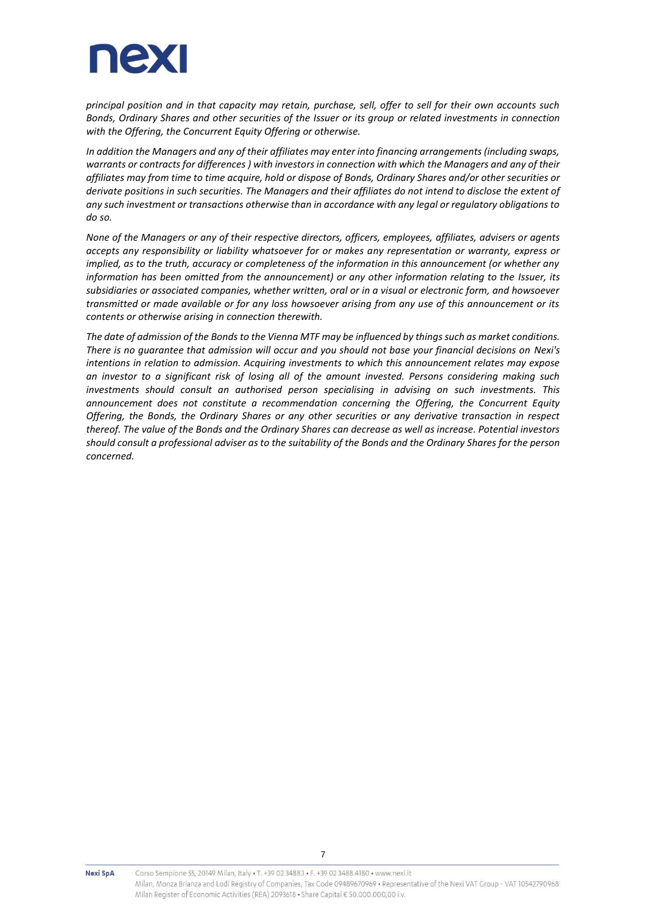*principal position and in that capacity may retain, purchase, sell, offer to sell for their own accounts such Bonds, Ordinary Shares and other securities of the Issuer or its group or related investments in connection with the Offering, the Concurrent Equity Offering or otherwise.*

*In addition the Managers and any of their affiliates may enter into financing arrangements (including swaps, warrants or contracts for differences ) with investors in connection with which the Managers and any of their affiliates may from time to time acquire, hold or dispose of Bonds, Ordinary Shares and/or other securities or derivate positions in such securities. The Managers and their affiliates do not intend to disclose the extent of any such investment or transactions otherwise than in accordance with any legal or regulatory obligations to do so.*

*None of the Managers or any of their respective directors, officers, employees, affiliates, advisers or agents accepts any responsibility or liability whatsoever for or makes any representation or warranty, express or implied, as to the truth, accuracy or completeness of the information in this announcement (or whether any information has been omitted from the announcement) or any other information relating to the Issuer, its subsidiaries or associated companies, whether written, oral or in a visual or electronic form, and howsoever transmitted or made available or for any loss howsoever arising from any use of this announcement or its contents or otherwise arising in connection therewith.*

*The date of admission of the Bonds to the Vienna MTF may be influenced by things such as market conditions. There is no guarantee that admission will occur and you should not base your financial decisions on Nexi's intentions in relation to admission. Acquiring investments to which this announcement relates may expose an investor to a significant risk of losing all of the amount invested. Persons considering making such investments should consult an authorised person specialising in advising on such investments. This announcement does not constitute a recommendation concerning the Offering, the Concurrent Equity Offering, the Bonds, the Ordinary Shares or any other securities or any derivative transaction in respect thereof. The value of the Bonds and the Ordinary Shares can decrease as well as increase. Potential investors should consult a professional adviser as to the suitability of the Bonds and the Ordinary Shares for the person concerned.*